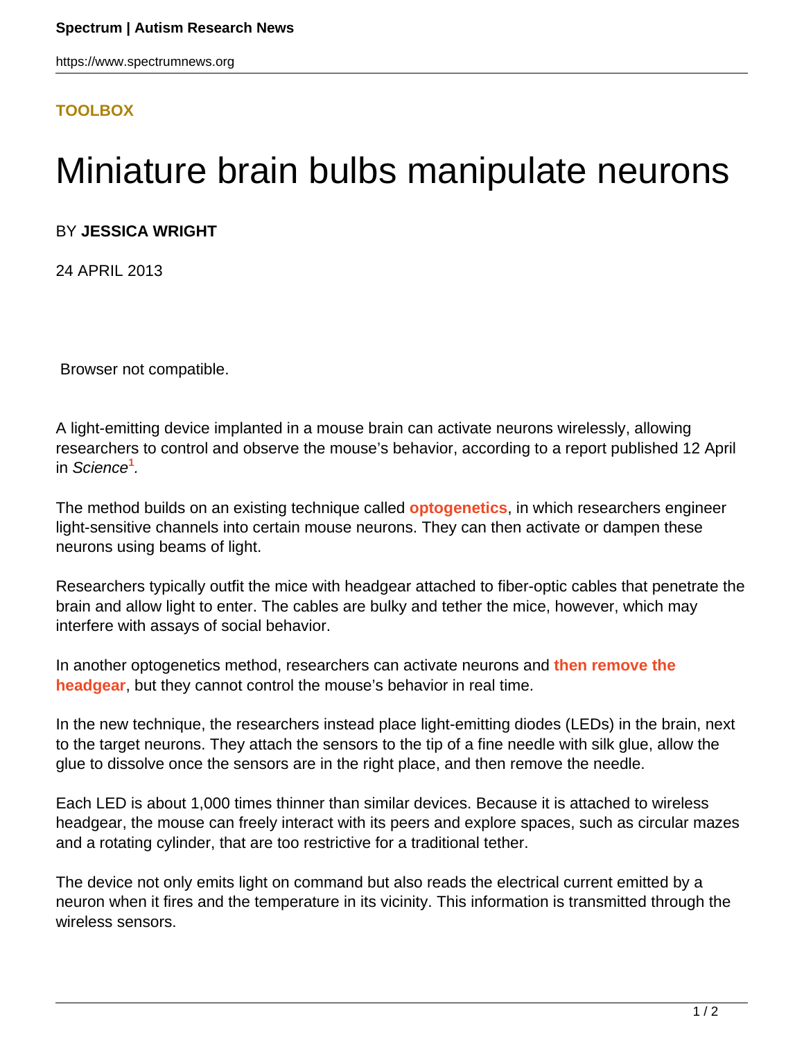**TOOLBOX**

# Miniature brain bulbs manipulate neurons

BY **JESSICA WRIGHT**

24 APRIL 2013

Browser not compatible.

A light-emitting device implanted in a mouse brain can activate neurons wirelessly, allowing researchers to control and observe the mouse's behavior, according to a report published 12 April in *Science*[1].

The method builds on an existing technique called **optogenetics**, in which researchers engineer light-sensitive channels into certain mouse neurons. They can then activate or dampen these neurons using beams of light.

Researchers typically outfit the mice with headgear attached to fiber-optic cables that penetrate the brain and allow light to enter. The cables are bulky and tether the mice, however, which may interfere with assays of social behavior.

In another optogenetics method, researchers can activate neurons and **then remove the headgear**, but they cannot control the mouse's behavior in real time.

In the new technique, the researchers instead place light-emitting diodes (LEDs) in the brain, next to the target neurons. They attach the sensors to the tip of a fine needle with silk glue, allow the glue to dissolve once the sensors are in the right place, and then remove the needle.

Each LED is about 1,000 times thinner than similar devices. Because it is attached to wireless headgear, the mouse can freely interact with its peers and explore spaces, such as circular mazes and a rotating cylinder, that are too restrictive for a traditional tether.

The device not only emits light on command but also reads the electrical current emitted by a neuron when it fires and the temperature in its vicinity. This information is transmitted through the wireless sensors.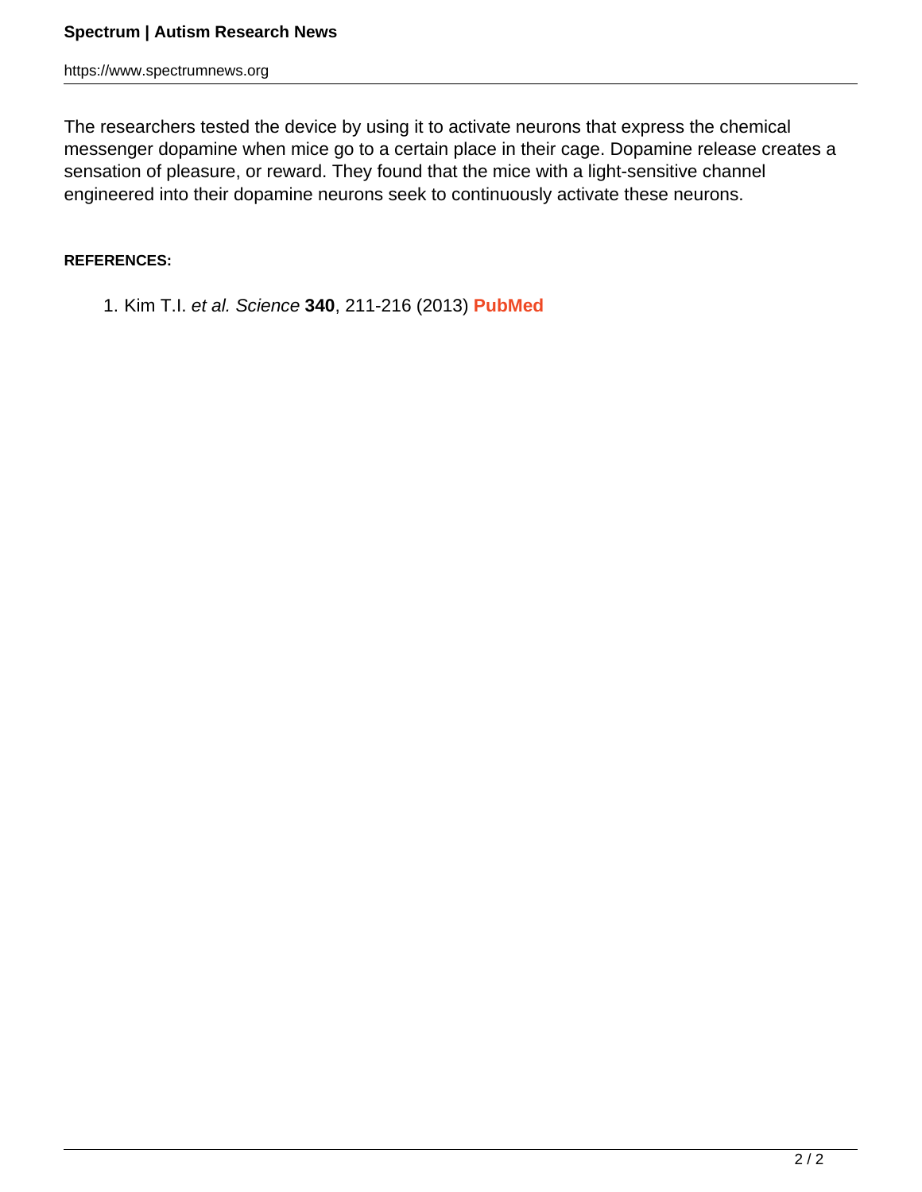The researchers tested the device by using it to activate neurons that express the chemical messenger dopamine when mice go to a certain place in their cage. Dopamine release creates a sensation of pleasure, or reward. They found that the mice with a light-sensitive channel engineered into their dopamine neurons seek to continuously activate these neurons.

**REFERENCES:**

1. Kim T.I. *et al. Science* **340**, 211-216 (2013) **PubMed**